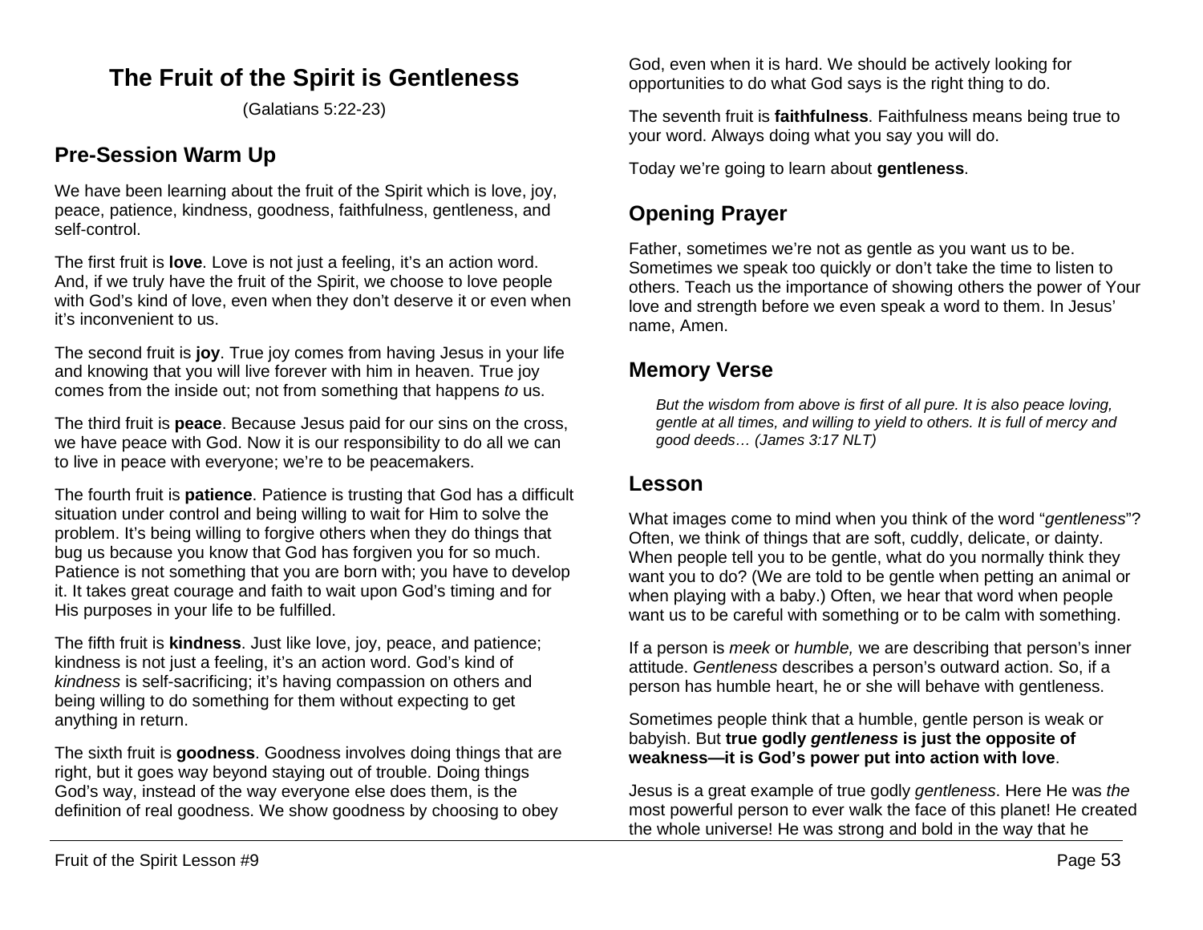# The Fruit of the Spirit is Gentleness

(Galatians 5:22-23)

## Pre-Session Warm Up

We have been learning about the fruit of the Spirit which is love, joy, peace, patience, kindness, goodness, faithfulness, gentleness, and self-control.

The first fruit is **love**. Love is not just a feeling, it's an action word. And, if we truly have the fruit of the Spirit, we choose to love people with God's kind of love, even when they don't deserve it or even when it's inconvenient to us.

The second fruit is **joy**. True joy comes from having Jesus in your life and knowing that you will live forever with him in heaven. True joy comes from the inside out; not from something that happens *to* us.

The third fruit is **peace**. Because Jesus paid for our sins on the cross, we have peace with God. Now it is our responsibility to do all we can to live in peace with everyone; we're to be peacemakers.

The fourth fruit is **patience**. Patience is trusting that God has a difficult situation under control and being willing to wait for Him to solve the problem. It's being willing to forgive others when they do things that bug us because you know that God has forgiven you for so much. Patience is not something that you are born with; you have to develop it. It takes great courage and faith to wait upon God's timing and for His purposes in your life to be fulfilled.

The fifth fruit is **kindness**. Just like love, joy, peace, and patience; kindness is not just a feeling, it's an action word. God's kind of *kindness* is self-sacrificing; it's having compassion on others and being willing to do something for them without expecting to get anything in return.

The sixth fruit is **goodness**. Goodness involves doing things that are right, but it goes way beyond staying out of trouble. Doing things God's way, instead of the way everyone else does them, is the definition of real goodness. We show goodness by choosing to obey God, even when it is hard. We should be actively looking for opportunities to do what God says is the right thing to do.

The seventh fruit is **faithfulness**. Faithfulness means being true to your word. Always doing what you say you will do.

Today we're going to learn about **gentleness**.

## Opening Prayer

Father, sometimes we're not as gentle as you want us to be. Sometimes we speak too quickly or don't take the time to listen to others. Teach us the importance of showing others the power of Your love and strength before we even speak a word to them. In Jesus' name, Amen.

## Memory Verse

> *But the wisdom from above is first of all pure. It is also peace loving, gentle at all times, and willing to yield to others. It is full of mercy and good deeds… (James 3:17 NLT)*

## Lesson

What images come to mind when you think of the word "*gentleness*"? Often, we think of things that are soft, cuddly, delicate, or dainty. When people tell you to be gentle, what do you normally think they want you to do? (We are told to be gentle when petting an animal or when playing with a baby.) Often, we hear that word when people want us to be careful with something or to be calm with something.

If a person is *meek* or *humble,* we are describing that person's inner attitude. *Gentleness* describes a person's outward action. So, if a person has humble heart, he or she will behave with gentleness.

Sometimes people think that a humble, gentle person is weak or babyish. But **true godly *gentleness* is just the opposite of weakness—it is God's power put into action with love**.

Jesus is a great example of true godly *gentleness*. Here He was *the* most powerful person to ever walk the face of this planet! He created the whole universe! He was strong and bold in the way that he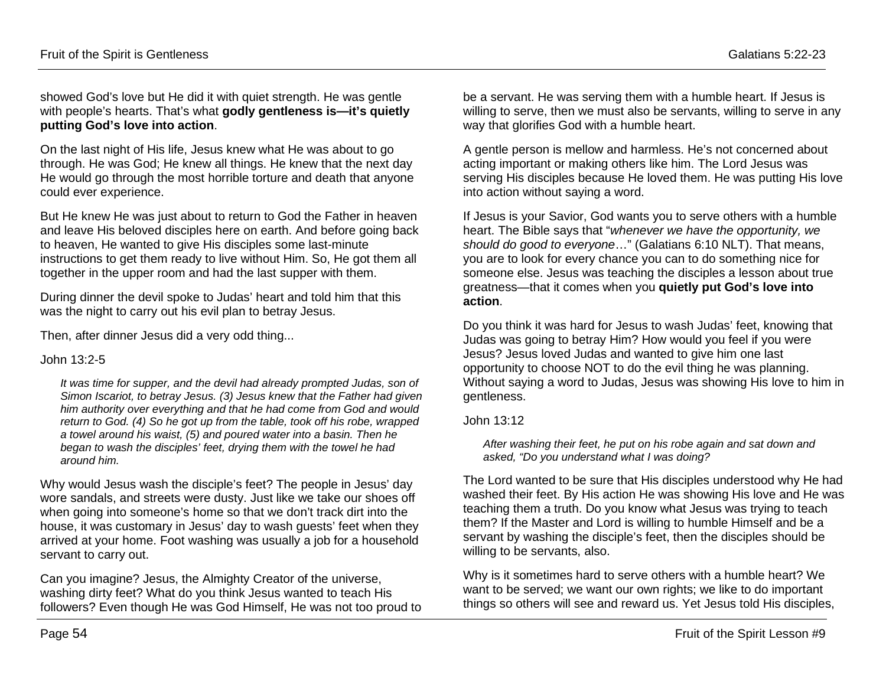showed God's love but He did it with quiet strength. He was gentle with people's hearts. That's what **godly gentleness is—it's quietly putting God's love into action**.

On the last night of His life, Jesus knew what He was about to go through. He was God; He knew all things. He knew that the next day He would go through the most horrible torture and death that anyone could ever experience.

But He knew He was just about to return to God the Father in heaven and leave His beloved disciples here on earth. And before going back to heaven, He wanted to give His disciples some last-minute instructions to get them ready to live without Him. So, He got them all together in the upper room and had the last supper with them.

During dinner the devil spoke to Judas' heart and told him that this was the night to carry out his evil plan to betray Jesus.

Then, after dinner Jesus did a very odd thing...

John 13:2-5

> *It was time for supper, and the devil had already prompted Judas, son of Simon Iscariot, to betray Jesus. (3) Jesus knew that the Father had given him authority over everything and that he had come from God and would return to God. (4) So he got up from the table, took off his robe, wrapped a towel around his waist, (5) and poured water into a basin. Then he began to wash the disciples' feet, drying them with the towel he had around him.*

Why would Jesus wash the disciple's feet? The people in Jesus' day wore sandals, and streets were dusty. Just like we take our shoes off when going into someone's home so that we don't track dirt into the house, it was customary in Jesus' day to wash guests' feet when they arrived at your home. Foot washing was usually a job for a household servant to carry out.

Can you imagine? Jesus, the Almighty Creator of the universe, washing dirty feet? What do you think Jesus wanted to teach His followers? Even though He was God Himself, He was not too proud to be a servant. He was serving them with a humble heart. If Jesus is willing to serve, then we must also be servants, willing to serve in any way that glorifies God with a humble heart.

A gentle person is mellow and harmless. He's not concerned about acting important or making others like him. The Lord Jesus was serving His disciples because He loved them. He was putting His love into action without saying a word.

If Jesus is your Savior, God wants you to serve others with a humble heart. The Bible says that "*whenever we have the opportunity, we should do good to everyone*…" (Galatians 6:10 NLT). That means, you are to look for every chance you can to do something nice for someone else. Jesus was teaching the disciples a lesson about true greatness—that it comes when you **quietly put God's love into action**.

Do you think it was hard for Jesus to wash Judas' feet, knowing that Judas was going to betray Him? How would you feel if you were Jesus? Jesus loved Judas and wanted to give him one last opportunity to choose NOT to do the evil thing he was planning. Without saying a word to Judas, Jesus was showing His love to him in gentleness.

John 13:12

> *After washing their feet, he put on his robe again and sat down and asked, "Do you understand what I was doing?*

The Lord wanted to be sure that His disciples understood why He had washed their feet. By His action He was showing His love and He was teaching them a truth. Do you know what Jesus was trying to teach them? If the Master and Lord is willing to humble Himself and be a servant by washing the disciple's feet, then the disciples should be willing to be servants, also.

Why is it sometimes hard to serve others with a humble heart? We want to be served; we want our own rights; we like to do important things so others will see and reward us. Yet Jesus told His disciples,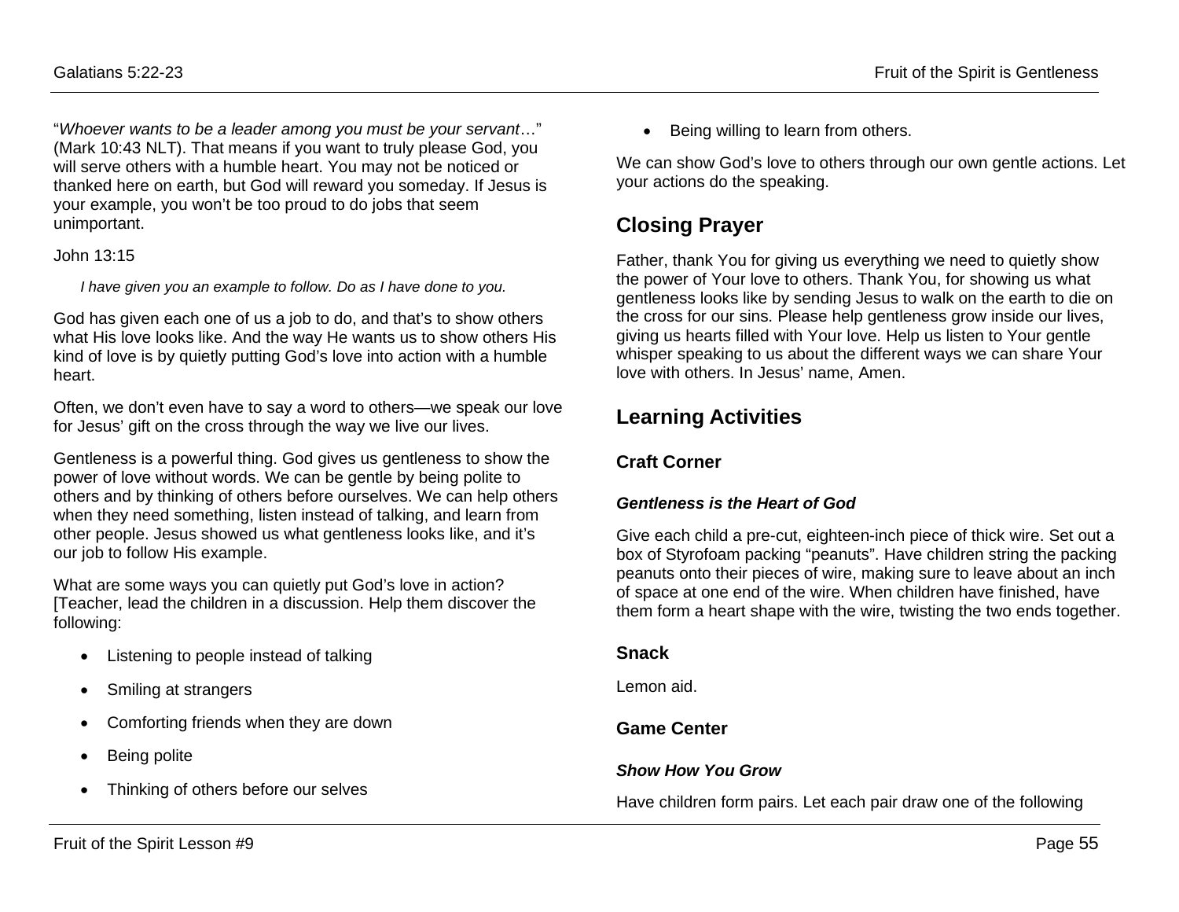"*Whoever wants to be a leader among you must be your servant*…" (Mark 10:43 NLT). That means if you want to truly please God, you will serve others with a humble heart. You may not be noticed or thanked here on earth, but God will reward you someday. If Jesus is your example, you won't be too proud to do jobs that seem unimportant.

John 13:15

> *I have given you an example to follow. Do as I have done to you.*

God has given each one of us a job to do, and that's to show others what His love looks like. And the way He wants us to show others His kind of love is by quietly putting God's love into action with a humble heart.

Often, we don't even have to say a word to others—we speak our love for Jesus' gift on the cross through the way we live our lives.

Gentleness is a powerful thing. God gives us gentleness to show the power of love without words. We can be gentle by being polite to others and by thinking of others before ourselves. We can help others when they need something, listen instead of talking, and learn from other people. Jesus showed us what gentleness looks like, and it's our job to follow His example.

What are some ways you can quietly put God's love in action? [Teacher, lead the children in a discussion. Help them discover the following:

- Listening to people instead of talking
- Smiling at strangers
- Comforting friends when they are down
- Being polite
- Thinking of others before our selves
- Being willing to learn from others.

We can show God's love to others through our own gentle actions. Let your actions do the speaking.

## Closing Prayer

Father, thank You for giving us everything we need to quietly show the power of Your love to others. Thank You, for showing us what gentleness looks like by sending Jesus to walk on the earth to die on the cross for our sins. Please help gentleness grow inside our lives, giving us hearts filled with Your love. Help us listen to Your gentle whisper speaking to us about the different ways we can share Your love with others. In Jesus' name, Amen.

## Learning Activities

### Craft Corner

#### *Gentleness is the Heart of God*

Give each child a pre-cut, eighteen-inch piece of thick wire. Set out a box of Styrofoam packing "peanuts". Have children string the packing peanuts onto their pieces of wire, making sure to leave about an inch of space at one end of the wire. When children have finished, have them form a heart shape with the wire, twisting the two ends together.

### Snack

Lemon aid.

### Game Center

#### *Show How You Grow*

Have children form pairs. Let each pair draw one of the following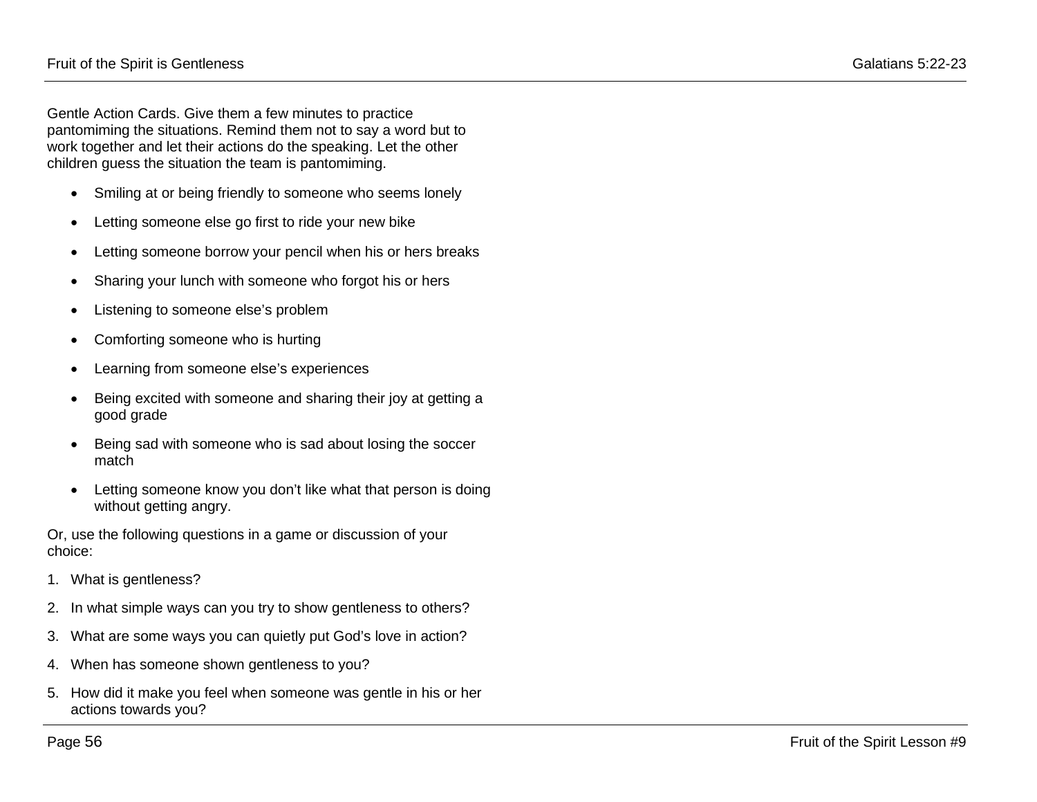Gentle Action Cards. Give them a few minutes to practice pantomiming the situations. Remind them not to say a word but to work together and let their actions do the speaking. Let the other children guess the situation the team is pantomiming.

- Smiling at or being friendly to someone who seems lonely
- Letting someone else go first to ride your new bike
- Letting someone borrow your pencil when his or hers breaks
- Sharing your lunch with someone who forgot his or hers
- Listening to someone else's problem
- Comforting someone who is hurting
- Learning from someone else's experiences
- Being excited with someone and sharing their joy at getting a good grade
- Being sad with someone who is sad about losing the soccer match
- Letting someone know you don't like what that person is doing without getting angry.

Or, use the following questions in a game or discussion of your choice:

1. What is gentleness?
2. In what simple ways can you try to show gentleness to others?
3. What are some ways you can quietly put God's love in action?
4. When has someone shown gentleness to you?
5. How did it make you feel when someone was gentle in his or her actions towards you?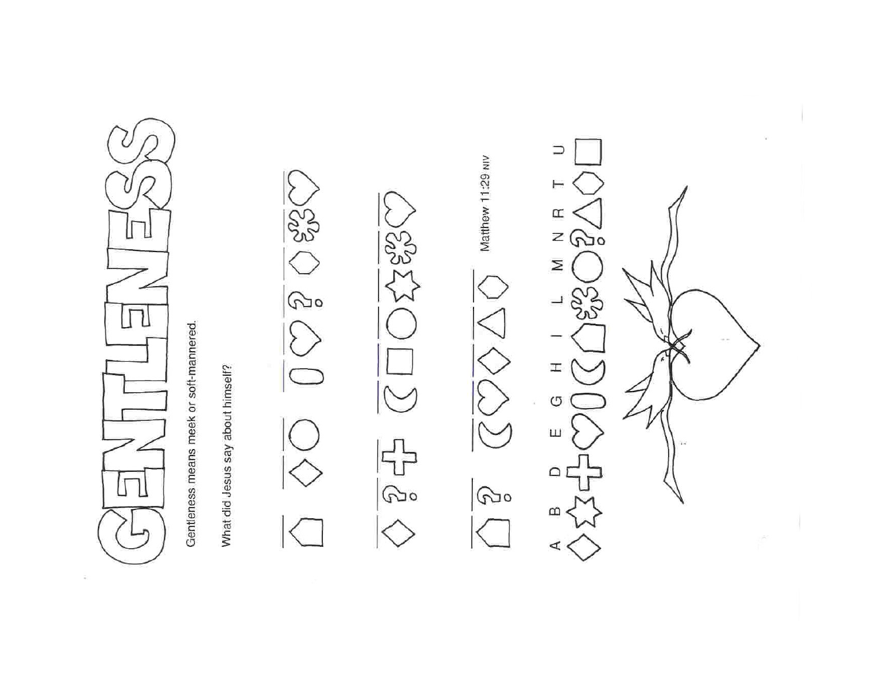# GENTLENESS

Gentleness means meek or soft-mannered.

What did Jesus say about himself?

___ ___ ___ ___ ___ ___ ___ ___ ___

___ ___ ___ ___ ___ ___ ___ ___ ___ ___

___ ___ ___ ___ ___ ___ ___ Matthew 11:29 NIV

A B D E G H I L M N R T U